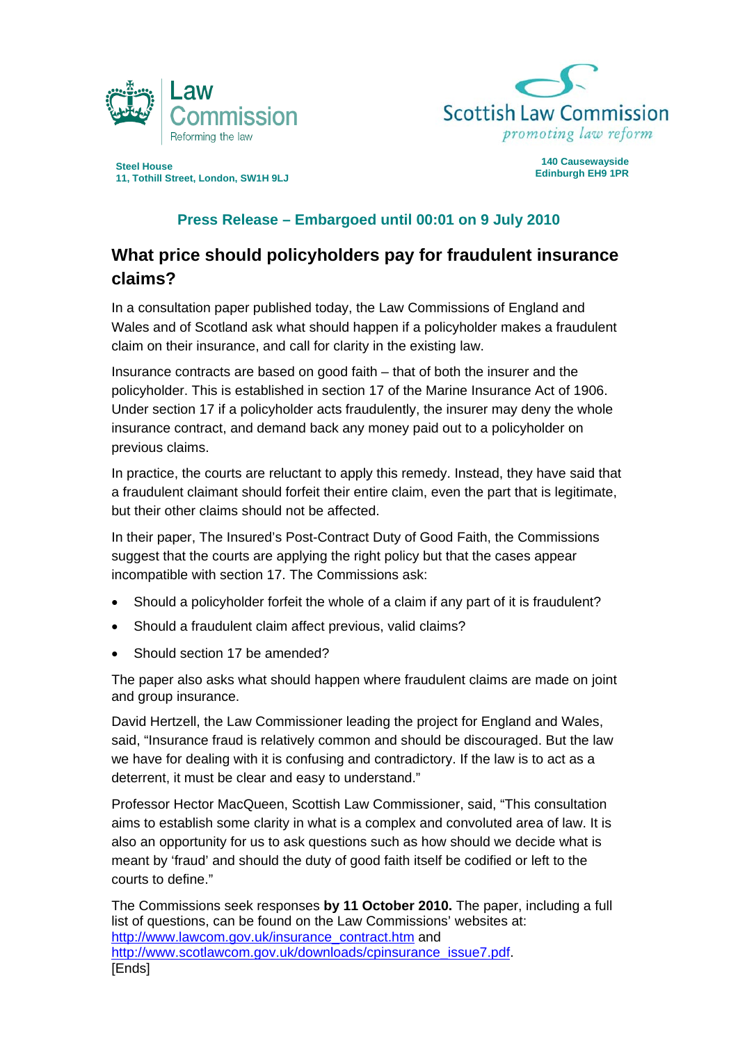Law Commission
Reforming the law

Scottish Law Commission
*promoting law reform*

**Steel House**
**11, Tothill Street, London, SW1H 9LJ**

**140 Causewayside**
**Edinburgh EH9 1PR**

**Press Release – Embargoed until 00:01 on 9 July 2010**

## What price should policyholders pay for fraudulent insurance claims?

In a consultation paper published today, the Law Commissions of England and Wales and of Scotland ask what should happen if a policyholder makes a fraudulent claim on their insurance, and call for clarity in the existing law.

Insurance contracts are based on good faith – that of both the insurer and the policyholder. This is established in section 17 of the Marine Insurance Act of 1906. Under section 17 if a policyholder acts fraudulently, the insurer may deny the whole insurance contract, and demand back any money paid out to a policyholder on previous claims.

In practice, the courts are reluctant to apply this remedy. Instead, they have said that a fraudulent claimant should forfeit their entire claim, even the part that is legitimate, but their other claims should not be affected.

In their paper, The Insured's Post-Contract Duty of Good Faith, the Commissions suggest that the courts are applying the right policy but that the cases appear incompatible with section 17. The Commissions ask:

- Should a policyholder forfeit the whole of a claim if any part of it is fraudulent?
- Should a fraudulent claim affect previous, valid claims?
- Should section 17 be amended?

The paper also asks what should happen where fraudulent claims are made on joint and group insurance.

David Hertzell, the Law Commissioner leading the project for England and Wales, said, "Insurance fraud is relatively common and should be discouraged. But the law we have for dealing with it is confusing and contradictory. If the law is to act as a deterrent, it must be clear and easy to understand."

Professor Hector MacQueen, Scottish Law Commissioner, said, "This consultation aims to establish some clarity in what is a complex and convoluted area of law. It is also an opportunity for us to ask questions such as how should we decide what is meant by 'fraud' and should the duty of good faith itself be codified or left to the courts to define."

The Commissions seek responses **by 11 October 2010.** The paper, including a full list of questions, can be found on the Law Commissions' websites at: http://www.lawcom.gov.uk/insurance_contract.htm and http://www.scotlawcom.gov.uk/downloads/cpinsurance_issue7.pdf.
[Ends]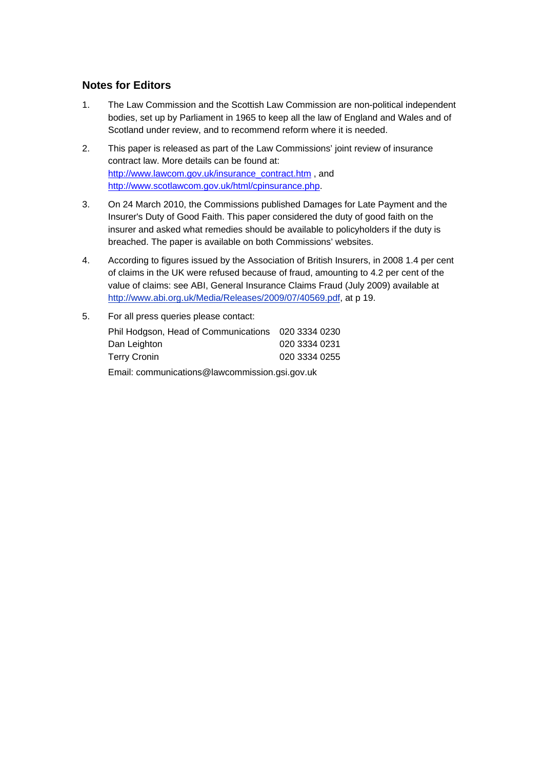## Notes for Editors

1. The Law Commission and the Scottish Law Commission are non-political independent bodies, set up by Parliament in 1965 to keep all the law of England and Wales and of Scotland under review, and to recommend reform where it is needed.

2. This paper is released as part of the Law Commissions' joint review of insurance contract law. More details can be found at: http://www.lawcom.gov.uk/insurance_contract.htm , and http://www.scotlawcom.gov.uk/html/cpinsurance.php.

3. On 24 March 2010, the Commissions published Damages for Late Payment and the Insurer's Duty of Good Faith. This paper considered the duty of good faith on the insurer and asked what remedies should be available to policyholders if the duty is breached. The paper is available on both Commissions' websites.

4. According to figures issued by the Association of British Insurers, in 2008 1.4 per cent of claims in the UK were refused because of fraud, amounting to 4.2 per cent of the value of claims: see ABI, General Insurance Claims Fraud (July 2009) available at http://www.abi.org.uk/Media/Releases/2009/07/40569.pdf, at p 19.

5. For all press queries please contact:

   | | |
   |---|---|
   | Phil Hodgson, Head of Communications | 020 3334 0230 |
   | Dan Leighton | 020 3334 0231 |
   | Terry Cronin | 020 3334 0255 |

   Email: communications@lawcommission.gsi.gov.uk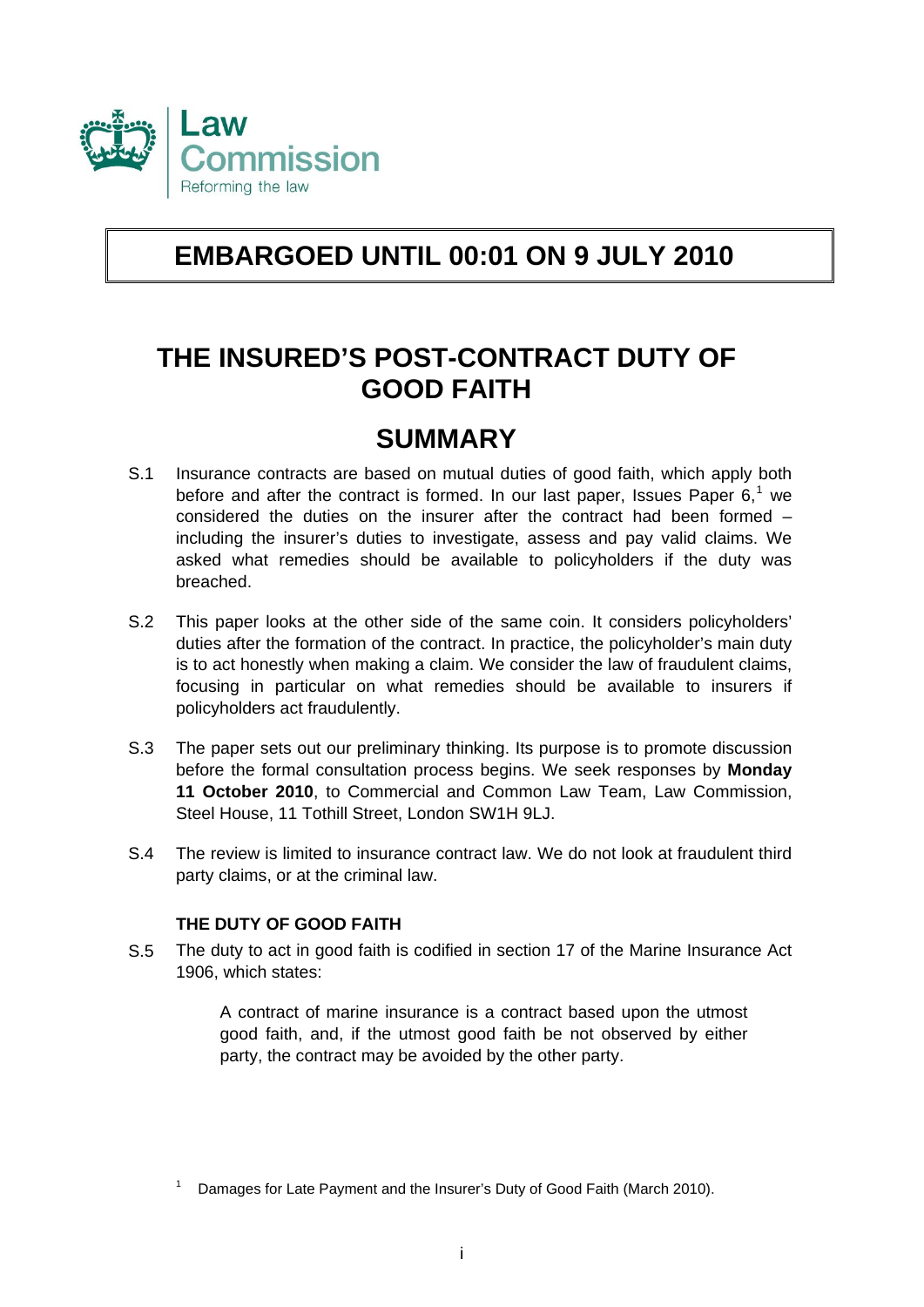**EMBARGOED UNTIL 00:01 ON 9 JULY 2010**

# THE INSURED'S POST-CONTRACT DUTY OF GOOD FAITH

# SUMMARY

S.1 Insurance contracts are based on mutual duties of good faith, which apply both before and after the contract is formed. In our last paper, Issues Paper 6,[1] we considered the duties on the insurer after the contract had been formed – including the insurer's duties to investigate, assess and pay valid claims. We asked what remedies should be available to policyholders if the duty was breached.

S.2 This paper looks at the other side of the same coin. It considers policyholders' duties after the formation of the contract. In practice, the policyholder's main duty is to act honestly when making a claim. We consider the law of fraudulent claims, focusing in particular on what remedies should be available to insurers if policyholders act fraudulently.

S.3 The paper sets out our preliminary thinking. Its purpose is to promote discussion before the formal consultation process begins. We seek responses by **Monday 11 October 2010**, to Commercial and Common Law Team, Law Commission, Steel House, 11 Tothill Street, London SW1H 9LJ.

S.4 The review is limited to insurance contract law. We do not look at fraudulent third party claims, or at the criminal law.

### THE DUTY OF GOOD FAITH

S.5 The duty to act in good faith is codified in section 17 of the Marine Insurance Act 1906, which states:

> A contract of marine insurance is a contract based upon the utmost good faith, and, if the utmost good faith be not observed by either party, the contract may be avoided by the other party.

[1] Damages for Late Payment and the Insurer's Duty of Good Faith (March 2010).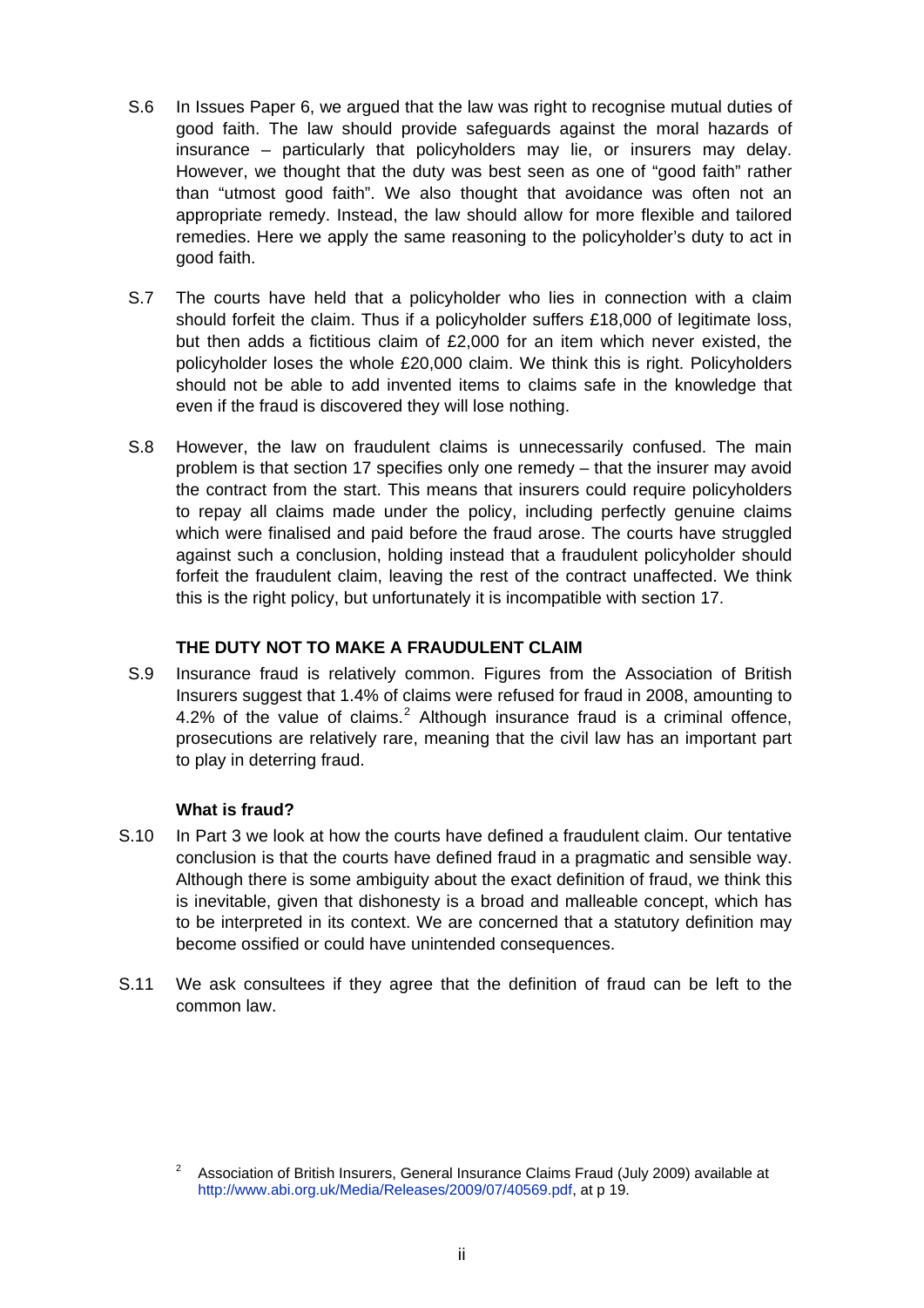S.6 In Issues Paper 6, we argued that the law was right to recognise mutual duties of good faith. The law should provide safeguards against the moral hazards of insurance – particularly that policyholders may lie, or insurers may delay. However, we thought that the duty was best seen as one of "good faith" rather than "utmost good faith". We also thought that avoidance was often not an appropriate remedy. Instead, the law should allow for more flexible and tailored remedies. Here we apply the same reasoning to the policyholder's duty to act in good faith.

S.7 The courts have held that a policyholder who lies in connection with a claim should forfeit the claim. Thus if a policyholder suffers £18,000 of legitimate loss, but then adds a fictitious claim of £2,000 for an item which never existed, the policyholder loses the whole £20,000 claim. We think this is right. Policyholders should not be able to add invented items to claims safe in the knowledge that even if the fraud is discovered they will lose nothing.

S.8 However, the law on fraudulent claims is unnecessarily confused. The main problem is that section 17 specifies only one remedy – that the insurer may avoid the contract from the start. This means that insurers could require policyholders to repay all claims made under the policy, including perfectly genuine claims which were finalised and paid before the fraud arose. The courts have struggled against such a conclusion, holding instead that a fraudulent policyholder should forfeit the fraudulent claim, leaving the rest of the contract unaffected. We think this is the right policy, but unfortunately it is incompatible with section 17.

## THE DUTY NOT TO MAKE A FRAUDULENT CLAIM

S.9 Insurance fraud is relatively common. Figures from the Association of British Insurers suggest that 1.4% of claims were refused for fraud in 2008, amounting to 4.2% of the value of claims.[2] Although insurance fraud is a criminal offence, prosecutions are relatively rare, meaning that the civil law has an important part to play in deterring fraud.

### What is fraud?

S.10 In Part 3 we look at how the courts have defined a fraudulent claim. Our tentative conclusion is that the courts have defined fraud in a pragmatic and sensible way. Although there is some ambiguity about the exact definition of fraud, we think this is inevitable, given that dishonesty is a broad and malleable concept, which has to be interpreted in its context. We are concerned that a statutory definition may become ossified or could have unintended consequences.

S.11 We ask consultees if they agree that the definition of fraud can be left to the common law.

[2] Association of British Insurers, General Insurance Claims Fraud (July 2009) available at http://www.abi.org.uk/Media/Releases/2009/07/40569.pdf, at p 19.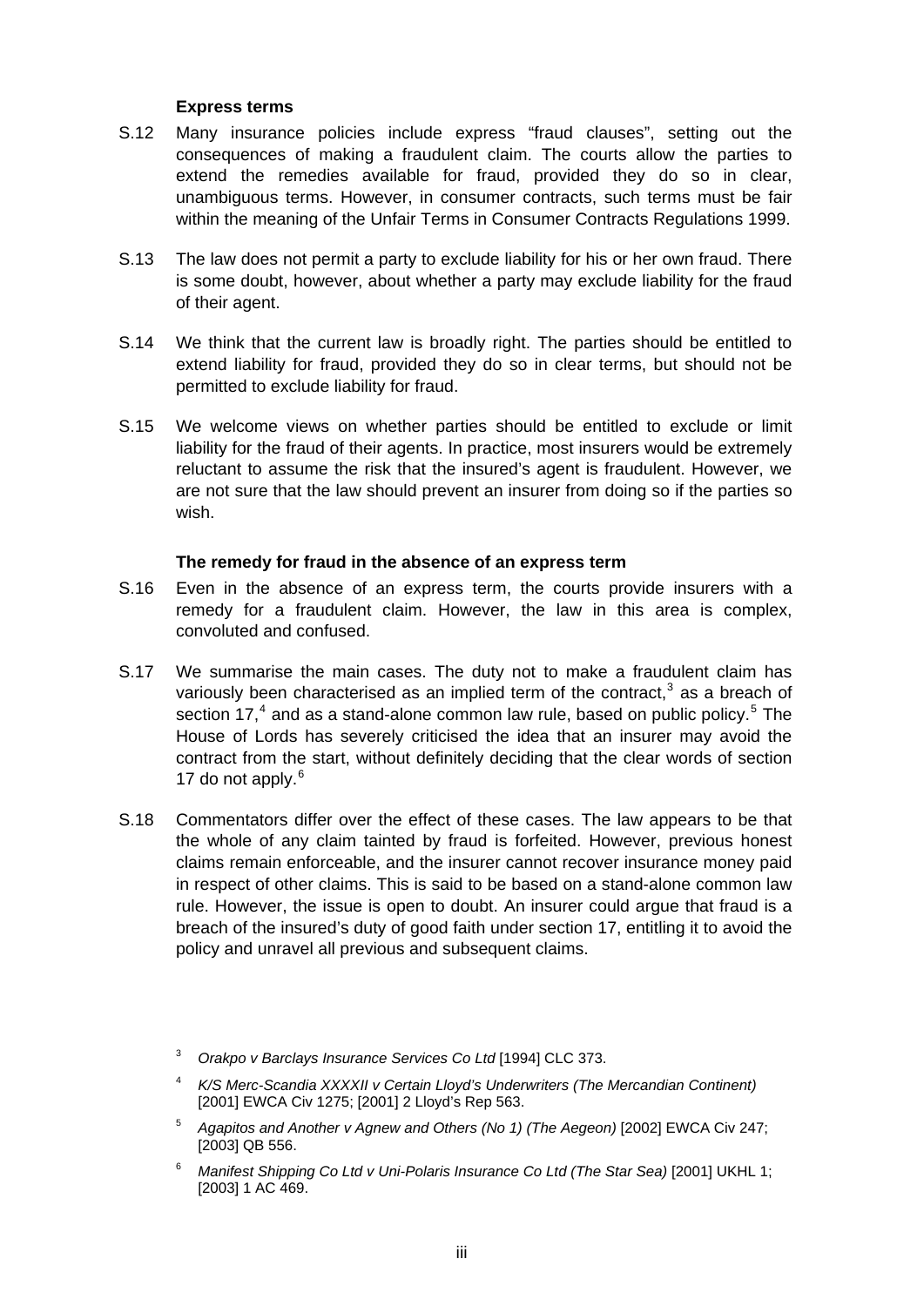### Express terms

S.12 Many insurance policies include express "fraud clauses", setting out the consequences of making a fraudulent claim. The courts allow the parties to extend the remedies available for fraud, provided they do so in clear, unambiguous terms. However, in consumer contracts, such terms must be fair within the meaning of the Unfair Terms in Consumer Contracts Regulations 1999.

S.13 The law does not permit a party to exclude liability for his or her own fraud. There is some doubt, however, about whether a party may exclude liability for the fraud of their agent.

S.14 We think that the current law is broadly right. The parties should be entitled to extend liability for fraud, provided they do so in clear terms, but should not be permitted to exclude liability for fraud.

S.15 We welcome views on whether parties should be entitled to exclude or limit liability for the fraud of their agents. In practice, most insurers would be extremely reluctant to assume the risk that the insured's agent is fraudulent. However, we are not sure that the law should prevent an insurer from doing so if the parties so wish.

### The remedy for fraud in the absence of an express term

S.16 Even in the absence of an express term, the courts provide insurers with a remedy for a fraudulent claim. However, the law in this area is complex, convoluted and confused.

S.17 We summarise the main cases. The duty not to make a fraudulent claim has variously been characterised as an implied term of the contract,[3] as a breach of section 17,[4] and as a stand-alone common law rule, based on public policy.[5] The House of Lords has severely criticised the idea that an insurer may avoid the contract from the start, without definitely deciding that the clear words of section 17 do not apply.[6]

S.18 Commentators differ over the effect of these cases. The law appears to be that the whole of any claim tainted by fraud is forfeited. However, previous honest claims remain enforceable, and the insurer cannot recover insurance money paid in respect of other claims. This is said to be based on a stand-alone common law rule. However, the issue is open to doubt. An insurer could argue that fraud is a breach of the insured's duty of good faith under section 17, entitling it to avoid the policy and unravel all previous and subsequent claims.

---

[3] *Orakpo v Barclays Insurance Services Co Ltd* [1994] CLC 373.

[4] *K/S Merc-Scandia XXXXII v Certain Lloyd's Underwriters (The Mercandian Continent)* [2001] EWCA Civ 1275; [2001] 2 Lloyd's Rep 563.

[5] *Agapitos and Another v Agnew and Others (No 1) (The Aegeon)* [2002] EWCA Civ 247; [2003] QB 556.

[6] *Manifest Shipping Co Ltd v Uni-Polaris Insurance Co Ltd (The Star Sea)* [2001] UKHL 1; [2003] 1 AC 469.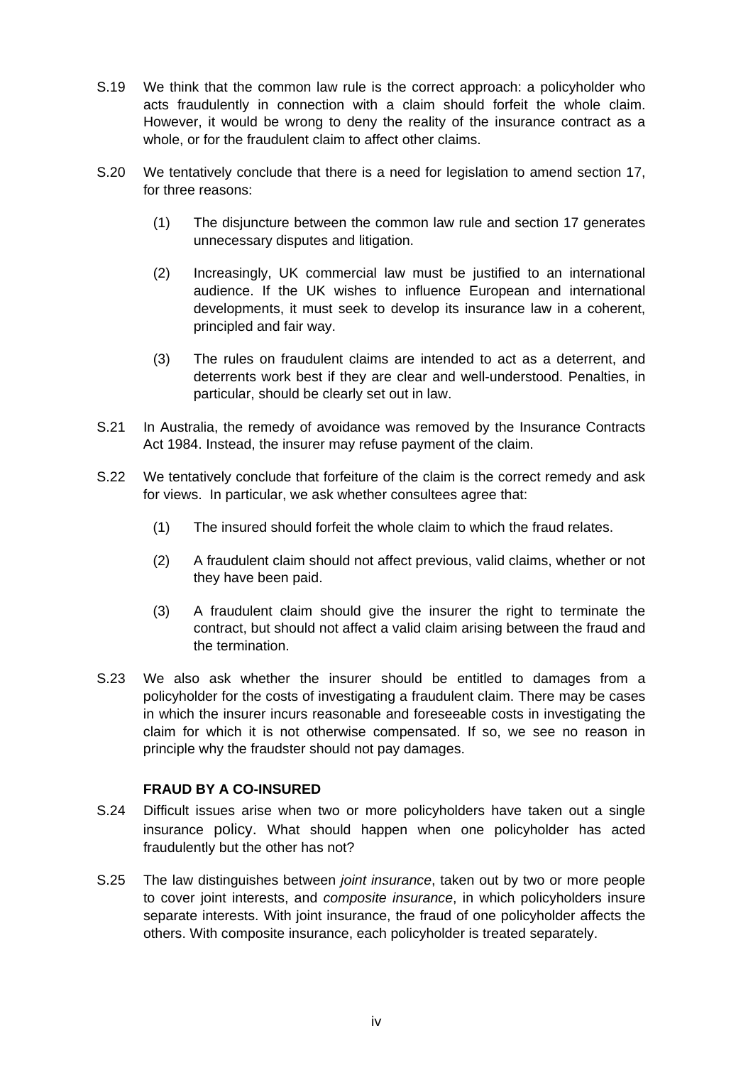S.19 We think that the common law rule is the correct approach: a policyholder who acts fraudulently in connection with a claim should forfeit the whole claim. However, it would be wrong to deny the reality of the insurance contract as a whole, or for the fraudulent claim to affect other claims.

S.20 We tentatively conclude that there is a need for legislation to amend section 17, for three reasons:

(1) The disjuncture between the common law rule and section 17 generates unnecessary disputes and litigation.

(2) Increasingly, UK commercial law must be justified to an international audience. If the UK wishes to influence European and international developments, it must seek to develop its insurance law in a coherent, principled and fair way.

(3) The rules on fraudulent claims are intended to act as a deterrent, and deterrents work best if they are clear and well-understood. Penalties, in particular, should be clearly set out in law.

S.21 In Australia, the remedy of avoidance was removed by the Insurance Contracts Act 1984. Instead, the insurer may refuse payment of the claim.

S.22 We tentatively conclude that forfeiture of the claim is the correct remedy and ask for views. In particular, we ask whether consultees agree that:

(1) The insured should forfeit the whole claim to which the fraud relates.

(2) A fraudulent claim should not affect previous, valid claims, whether or not they have been paid.

(3) A fraudulent claim should give the insurer the right to terminate the contract, but should not affect a valid claim arising between the fraud and the termination.

S.23 We also ask whether the insurer should be entitled to damages from a policyholder for the costs of investigating a fraudulent claim. There may be cases in which the insurer incurs reasonable and foreseeable costs in investigating the claim for which it is not otherwise compensated. If so, we see no reason in principle why the fraudster should not pay damages.

**FRAUD BY A CO-INSURED**

S.24 Difficult issues arise when two or more policyholders have taken out a single insurance policy. What should happen when one policyholder has acted fraudulently but the other has not?

S.25 The law distinguishes between *joint insurance*, taken out by two or more people to cover joint interests, and *composite insurance*, in which policyholders insure separate interests. With joint insurance, the fraud of one policyholder affects the others. With composite insurance, each policyholder is treated separately.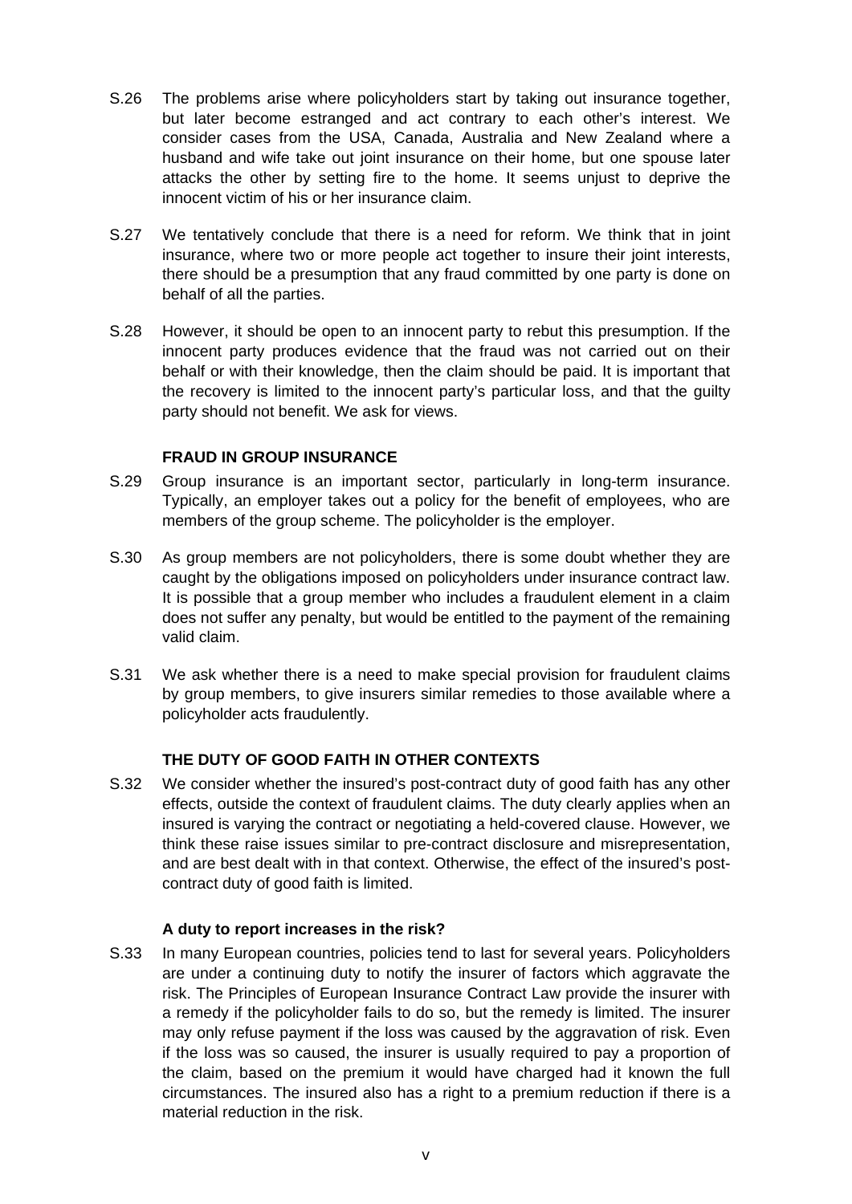S.26 The problems arise where policyholders start by taking out insurance together, but later become estranged and act contrary to each other's interest. We consider cases from the USA, Canada, Australia and New Zealand where a husband and wife take out joint insurance on their home, but one spouse later attacks the other by setting fire to the home. It seems unjust to deprive the innocent victim of his or her insurance claim.

S.27 We tentatively conclude that there is a need for reform. We think that in joint insurance, where two or more people act together to insure their joint interests, there should be a presumption that any fraud committed by one party is done on behalf of all the parties.

S.28 However, it should be open to an innocent party to rebut this presumption. If the innocent party produces evidence that the fraud was not carried out on their behalf or with their knowledge, then the claim should be paid. It is important that the recovery is limited to the innocent party's particular loss, and that the guilty party should not benefit. We ask for views.

### FRAUD IN GROUP INSURANCE

S.29 Group insurance is an important sector, particularly in long-term insurance. Typically, an employer takes out a policy for the benefit of employees, who are members of the group scheme. The policyholder is the employer.

S.30 As group members are not policyholders, there is some doubt whether they are caught by the obligations imposed on policyholders under insurance contract law. It is possible that a group member who includes a fraudulent element in a claim does not suffer any penalty, but would be entitled to the payment of the remaining valid claim.

S.31 We ask whether there is a need to make special provision for fraudulent claims by group members, to give insurers similar remedies to those available where a policyholder acts fraudulently.

### THE DUTY OF GOOD FAITH IN OTHER CONTEXTS

S.32 We consider whether the insured's post-contract duty of good faith has any other effects, outside the context of fraudulent claims. The duty clearly applies when an insured is varying the contract or negotiating a held-covered clause. However, we think these raise issues similar to pre-contract disclosure and misrepresentation, and are best dealt with in that context. Otherwise, the effect of the insured's post-contract duty of good faith is limited.

#### A duty to report increases in the risk?

S.33 In many European countries, policies tend to last for several years. Policyholders are under a continuing duty to notify the insurer of factors which aggravate the risk. The Principles of European Insurance Contract Law provide the insurer with a remedy if the policyholder fails to do so, but the remedy is limited. The insurer may only refuse payment if the loss was caused by the aggravation of risk. Even if the loss was so caused, the insurer is usually required to pay a proportion of the claim, based on the premium it would have charged had it known the full circumstances. The insured also has a right to a premium reduction if there is a material reduction in the risk.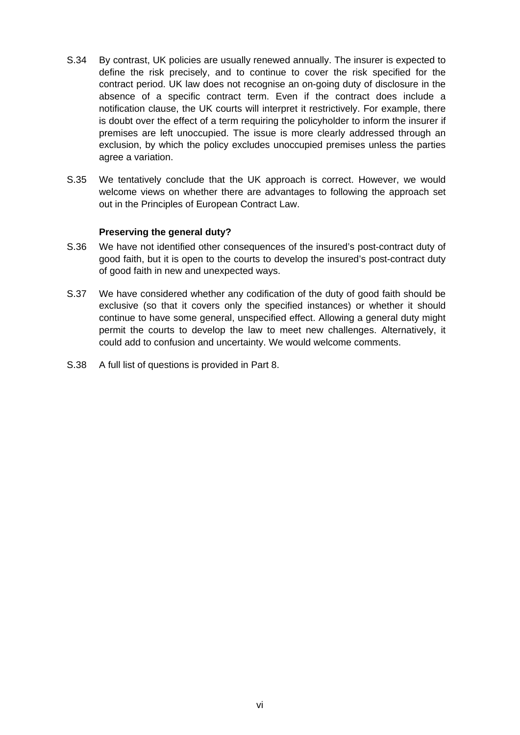S.34 By contrast, UK policies are usually renewed annually. The insurer is expected to define the risk precisely, and to continue to cover the risk specified for the contract period. UK law does not recognise an on-going duty of disclosure in the absence of a specific contract term. Even if the contract does include a notification clause, the UK courts will interpret it restrictively. For example, there is doubt over the effect of a term requiring the policyholder to inform the insurer if premises are left unoccupied. The issue is more clearly addressed through an exclusion, by which the policy excludes unoccupied premises unless the parties agree a variation.

S.35 We tentatively conclude that the UK approach is correct. However, we would welcome views on whether there are advantages to following the approach set out in the Principles of European Contract Law.

**Preserving the general duty?**

S.36 We have not identified other consequences of the insured's post-contract duty of good faith, but it is open to the courts to develop the insured's post-contract duty of good faith in new and unexpected ways.

S.37 We have considered whether any codification of the duty of good faith should be exclusive (so that it covers only the specified instances) or whether it should continue to have some general, unspecified effect. Allowing a general duty might permit the courts to develop the law to meet new challenges. Alternatively, it could add to confusion and uncertainty. We would welcome comments.

S.38 A full list of questions is provided in Part 8.